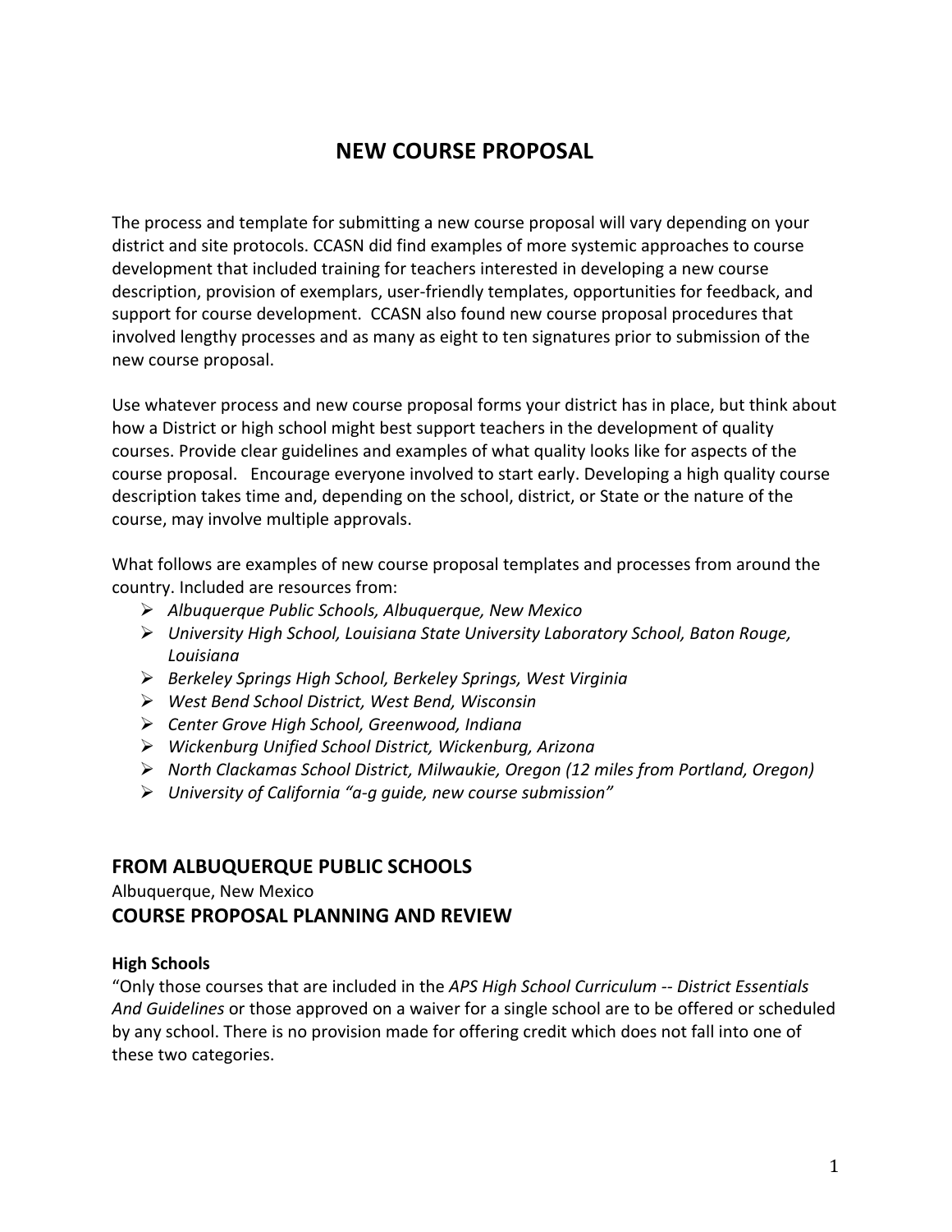# NEW COURSE PROPOSAL

The process and template for submitting a new course proposal will vary depending on your district and site protocols. CCASN did find examples of more systemic approaches to course development that included training for teachers interested in developing a new course description, provision of exemplars, user-friendly templates, opportunities for feedback, and support for course development. CCASN also found new course proposal procedures that involved lengthy processes and as many as eight to ten signatures prior to submission of the new course proposal.

Use whatever process and new course proposal forms your district has in place, but think about how a District or high school might best support teachers in the development of quality courses. Provide clear guidelines and examples of what quality looks like for aspects of the course proposal. Encourage everyone involved to start early. Developing a high quality course description takes time and, depending on the school, district, or State or the nature of the course, may involve multiple approvals.

What follows are examples of new course proposal templates and processes from around the country. Included are resources from:

- *Albuquerque Public Schools, Albuquerque, New Mexico*
- *University High School, Louisiana State University Laboratory School, Baton Rouge, Louisiana*
- *Berkeley Springs High School, Berkeley Springs, West Virginia*
- *West Bend School District, West Bend, Wisconsin*
- *Center Grove High School, Greenwood, Indiana*
- *Wickenburg Unified School District, Wickenburg, Arizona*
- *North Clackamas School District, Milwaukie, Oregon (12 miles from Portland, Oregon)*
- *University of California "a-g guide, new course submission"*

## FROM ALBUQUERQUE PUBLIC SCHOOLS

Albuquerque, New Mexico

## COURSE PROPOSAL PLANNING AND REVIEW

### High Schools

"Only those courses that are included in the *APS High School Curriculum -- District Essentials And Guidelines* or those approved on a waiver for a single school are to be offered or scheduled by any school. There is no provision made for offering credit which does not fall into one of these two categories.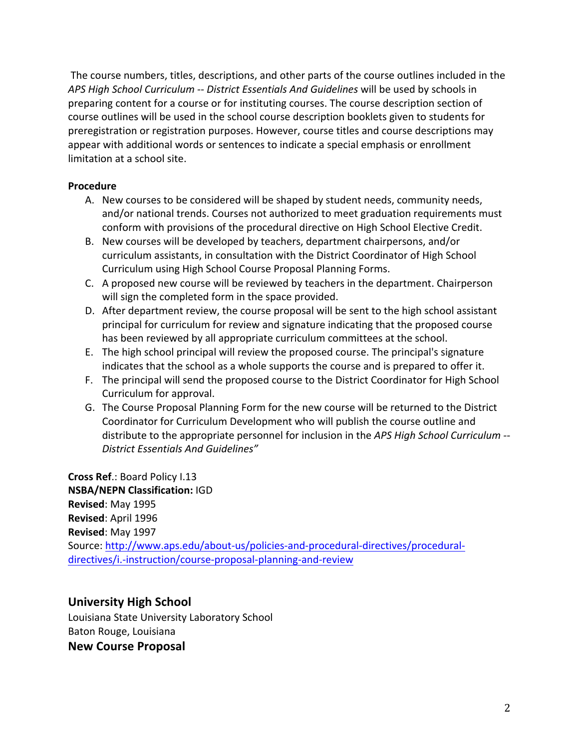The course numbers, titles, descriptions, and other parts of the course outlines included in the *APS High School Curriculum -- District Essentials And Guidelines* will be used by schools in preparing content for a course or for instituting courses. The course description section of course outlines will be used in the school course description booklets given to students for preregistration or registration purposes. However, course titles and course descriptions may appear with additional words or sentences to indicate a special emphasis or enrollment limitation at a school site.

**Procedure**

A. New courses to be considered will be shaped by student needs, community needs, and/or national trends. Courses not authorized to meet graduation requirements must conform with provisions of the procedural directive on High School Elective Credit.
B. New courses will be developed by teachers, department chairpersons, and/or curriculum assistants, in consultation with the District Coordinator of High School Curriculum using High School Course Proposal Planning Forms.
C. A proposed new course will be reviewed by teachers in the department. Chairperson will sign the completed form in the space provided.
D. After department review, the course proposal will be sent to the high school assistant principal for curriculum for review and signature indicating that the proposed course has been reviewed by all appropriate curriculum committees at the school.
E. The high school principal will review the proposed course. The principal's signature indicates that the school as a whole supports the course and is prepared to offer it.
F. The principal will send the proposed course to the District Coordinator for High School Curriculum for approval.
G. The Course Proposal Planning Form for the new course will be returned to the District Coordinator for Curriculum Development who will publish the course outline and distribute to the appropriate personnel for inclusion in the *APS High School Curriculum -- District Essentials And Guidelines"*

**Cross Ref**.: Board Policy I.13
**NSBA/NEPN Classification:** IGD
**Revised**: May 1995
**Revised**: April 1996
**Revised**: May 1997
Source: http://www.aps.edu/about-us/policies-and-procedural-directives/procedural-directives/i.-instruction/course-proposal-planning-and-review

## University High School

Louisiana State University Laboratory School
Baton Rouge, Louisiana

## New Course Proposal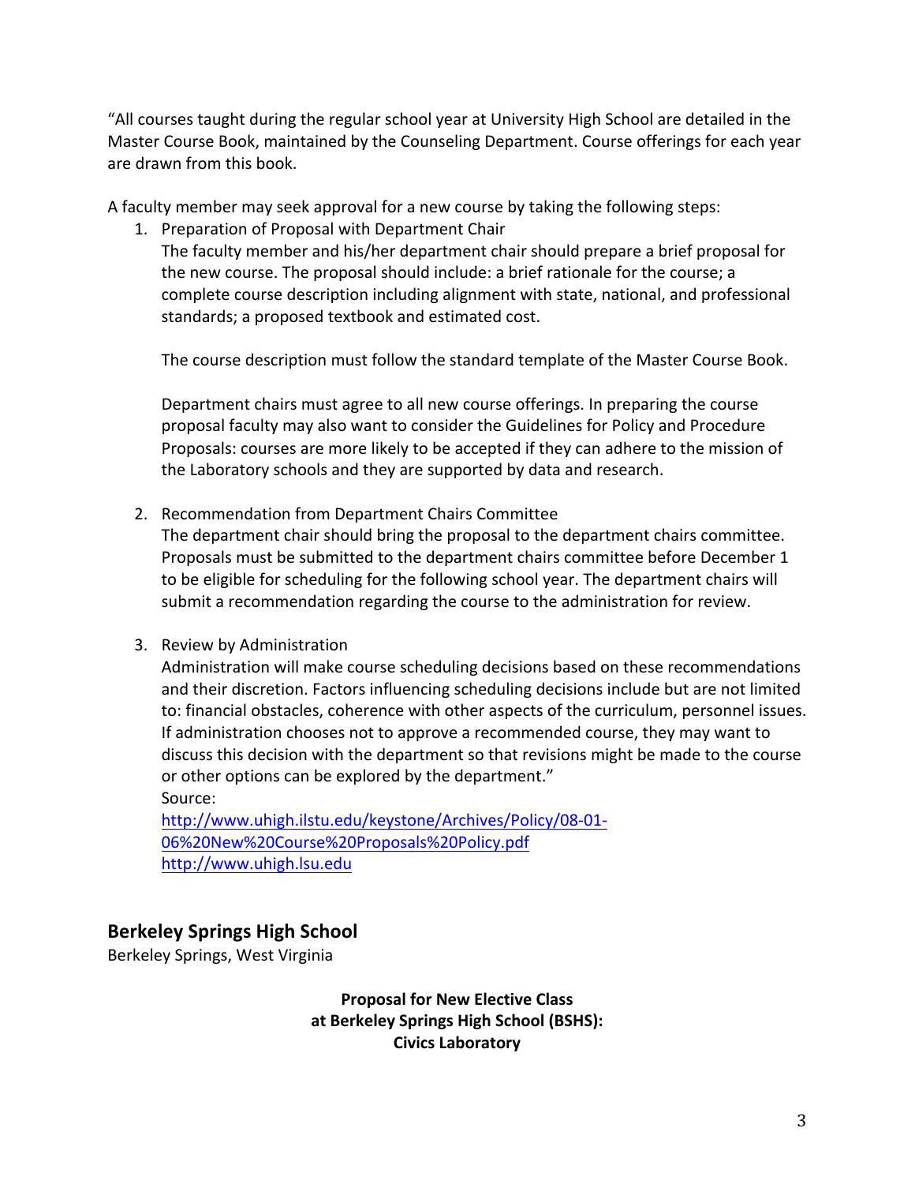"All courses taught during the regular school year at University High School are detailed in the Master Course Book, maintained by the Counseling Department. Course offerings for each year are drawn from this book.

A faculty member may seek approval for a new course by taking the following steps:

1. Preparation of Proposal with Department Chair
   The faculty member and his/her department chair should prepare a brief proposal for the new course. The proposal should include: a brief rationale for the course; a complete course description including alignment with state, national, and professional standards; a proposed textbook and estimated cost.

   The course description must follow the standard template of the Master Course Book.

   Department chairs must agree to all new course offerings. In preparing the course proposal faculty may also want to consider the Guidelines for Policy and Procedure Proposals: courses are more likely to be accepted if they can adhere to the mission of the Laboratory schools and they are supported by data and research.

2. Recommendation from Department Chairs Committee
   The department chair should bring the proposal to the department chairs committee. Proposals must be submitted to the department chairs committee before December 1 to be eligible for scheduling for the following school year. The department chairs will submit a recommendation regarding the course to the administration for review.

3. Review by Administration
   Administration will make course scheduling decisions based on these recommendations and their discretion. Factors influencing scheduling decisions include but are not limited to: financial obstacles, coherence with other aspects of the curriculum, personnel issues. If administration chooses not to approve a recommended course, they may want to discuss this decision with the department so that revisions might be made to the course or other options can be explored by the department."
   Source:
   http://www.uhigh.ilstu.edu/keystone/Archives/Policy/08-01-06%20New%20Course%20Proposals%20Policy.pdf
   http://www.uhigh.lsu.edu

## Berkeley Springs High School

Berkeley Springs, West Virginia

**Proposal for New Elective Class at Berkeley Springs High School (BSHS): Civics Laboratory**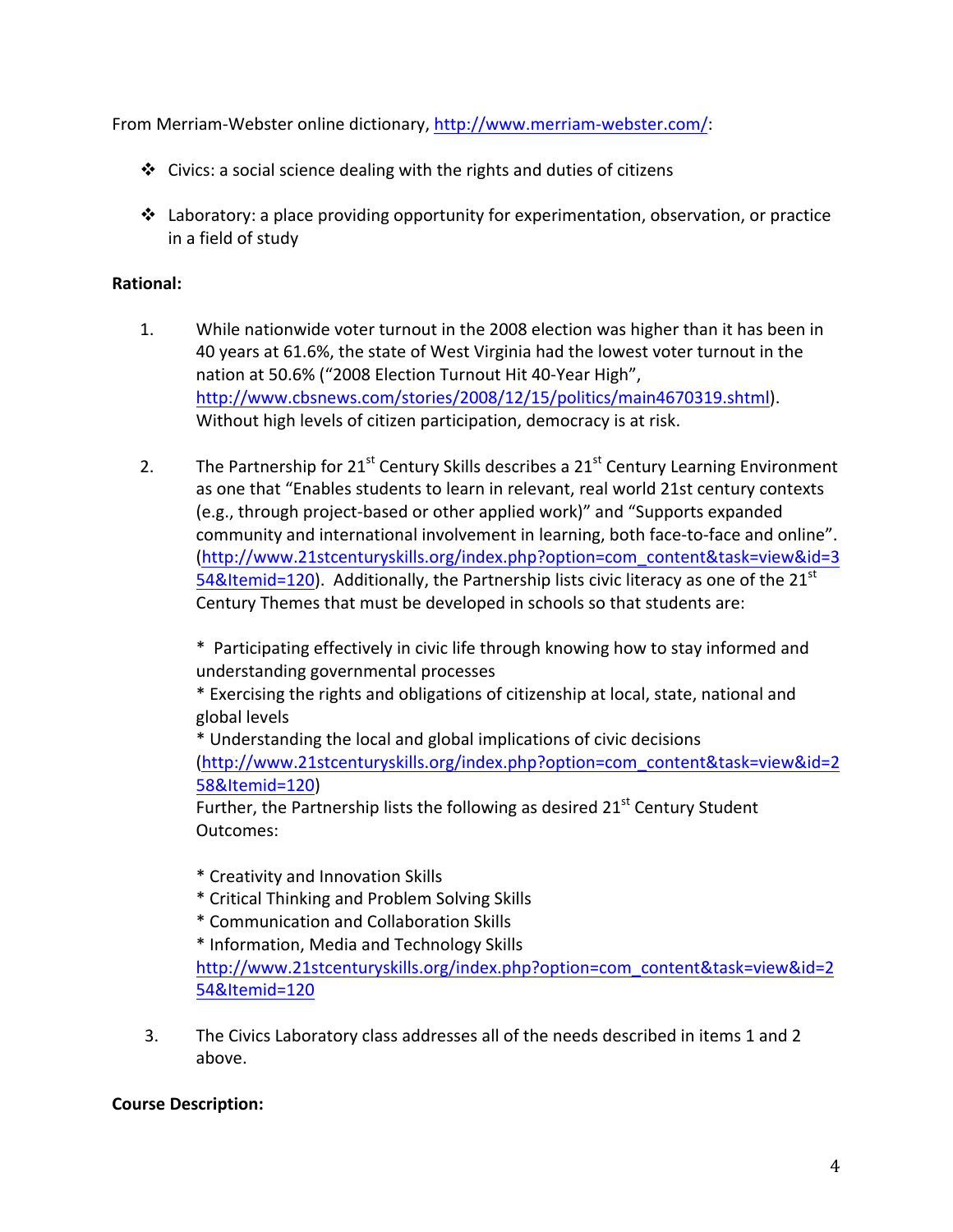From Merriam-Webster online dictionary, http://www.merriam-webster.com/:

- Civics: a social science dealing with the rights and duties of citizens
- Laboratory: a place providing opportunity for experimentation, observation, or practice in a field of study

**Rational:**

1. While nationwide voter turnout in the 2008 election was higher than it has been in 40 years at 61.6%, the state of West Virginia had the lowest voter turnout in the nation at 50.6% ("2008 Election Turnout Hit 40-Year High", http://www.cbsnews.com/stories/2008/12/15/politics/main4670319.shtml). Without high levels of citizen participation, democracy is at risk.

2. The Partnership for 21st Century Skills describes a 21st Century Learning Environment as one that "Enables students to learn in relevant, real world 21st century contexts (e.g., through project-based or other applied work)" and "Supports expanded community and international involvement in learning, both face-to-face and online". (http://www.21stcenturyskills.org/index.php?option=com_content&task=view&id=354&Itemid=120). Additionally, the Partnership lists civic literacy as one of the 21st Century Themes that must be developed in schools so that students are:

   * Participating effectively in civic life through knowing how to stay informed and understanding governmental processes
   * Exercising the rights and obligations of citizenship at local, state, national and global levels
   * Understanding the local and global implications of civic decisions (http://www.21stcenturyskills.org/index.php?option=com_content&task=view&id=258&Itemid=120)

   Further, the Partnership lists the following as desired 21st Century Student Outcomes:

   * Creativity and Innovation Skills
   * Critical Thinking and Problem Solving Skills
   * Communication and Collaboration Skills
   * Information, Media and Technology Skills

   http://www.21stcenturyskills.org/index.php?option=com_content&task=view&id=254&Itemid=120

3. The Civics Laboratory class addresses all of the needs described in items 1 and 2 above.

**Course Description:**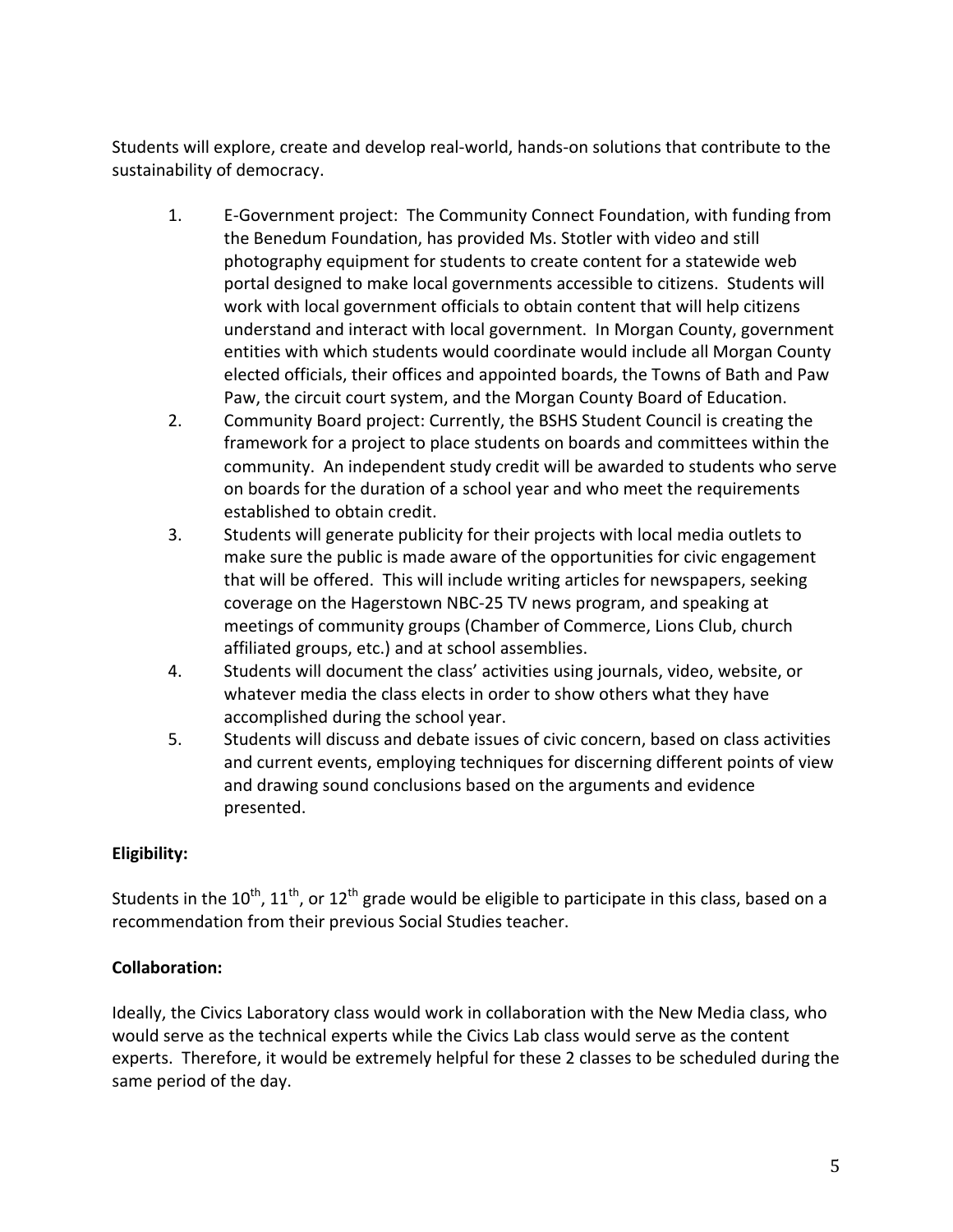Students will explore, create and develop real-world, hands-on solutions that contribute to the sustainability of democracy.

1. E-Government project: The Community Connect Foundation, with funding from the Benedum Foundation, has provided Ms. Stotler with video and still photography equipment for students to create content for a statewide web portal designed to make local governments accessible to citizens. Students will work with local government officials to obtain content that will help citizens understand and interact with local government. In Morgan County, government entities with which students would coordinate would include all Morgan County elected officials, their offices and appointed boards, the Towns of Bath and Paw Paw, the circuit court system, and the Morgan County Board of Education.
2. Community Board project: Currently, the BSHS Student Council is creating the framework for a project to place students on boards and committees within the community. An independent study credit will be awarded to students who serve on boards for the duration of a school year and who meet the requirements established to obtain credit.
3. Students will generate publicity for their projects with local media outlets to make sure the public is made aware of the opportunities for civic engagement that will be offered. This will include writing articles for newspapers, seeking coverage on the Hagerstown NBC-25 TV news program, and speaking at meetings of community groups (Chamber of Commerce, Lions Club, church affiliated groups, etc.) and at school assemblies.
4. Students will document the class' activities using journals, video, website, or whatever media the class elects in order to show others what they have accomplished during the school year.
5. Students will discuss and debate issues of civic concern, based on class activities and current events, employing techniques for discerning different points of view and drawing sound conclusions based on the arguments and evidence presented.

**Eligibility:**

Students in the 10th, 11th, or 12th grade would be eligible to participate in this class, based on a recommendation from their previous Social Studies teacher.

**Collaboration:**

Ideally, the Civics Laboratory class would work in collaboration with the New Media class, who would serve as the technical experts while the Civics Lab class would serve as the content experts. Therefore, it would be extremely helpful for these 2 classes to be scheduled during the same period of the day.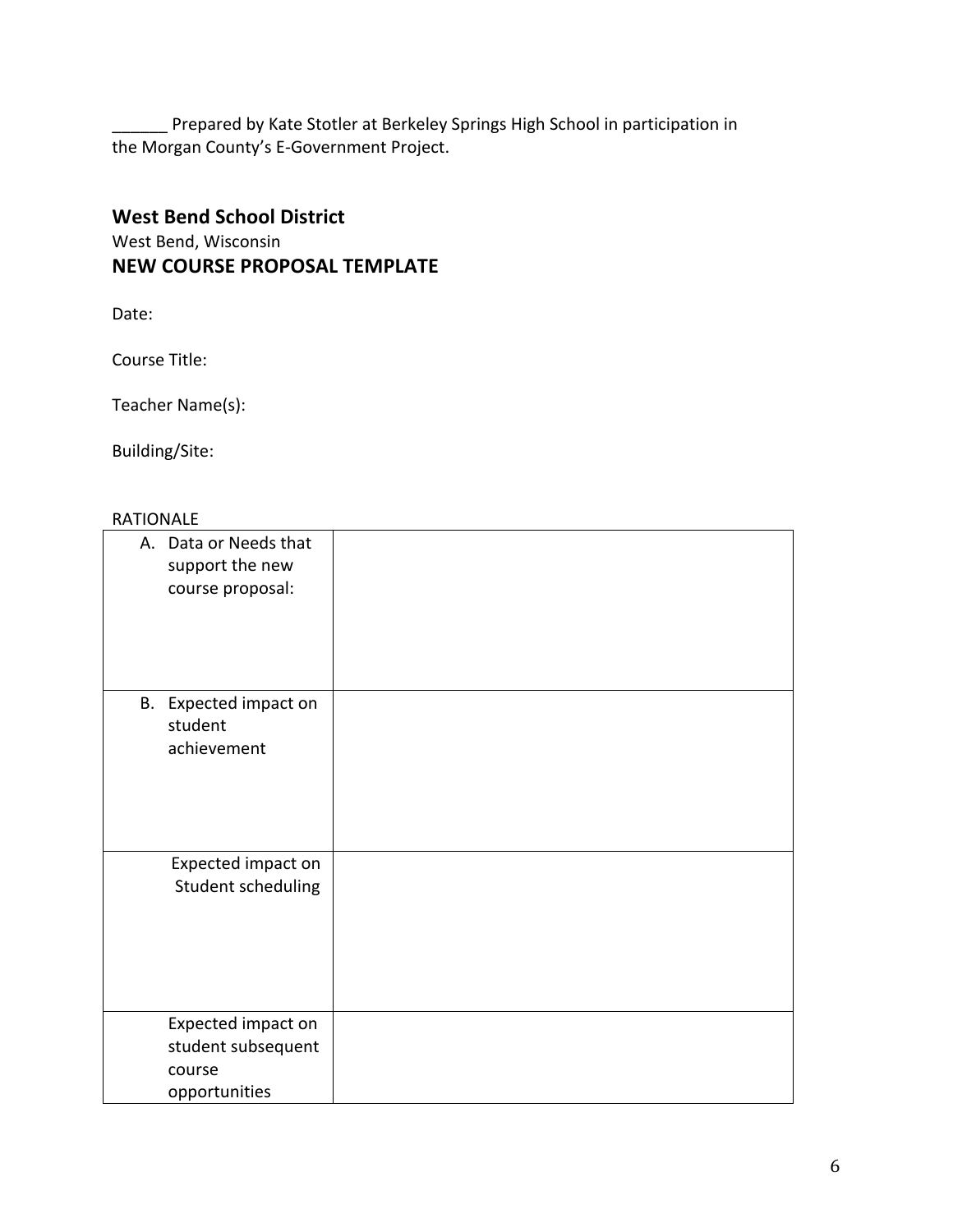______ Prepared by Kate Stotler at Berkeley Springs High School in participation in the Morgan County's E-Government Project.

## West Bend School District

West Bend, Wisconsin

## NEW COURSE PROPOSAL TEMPLATE

Date:

Course Title:

Teacher Name(s):

Building/Site:

RATIONALE

| | |
|---|---|
| A. Data or Needs that support the new course proposal: | |
| B. Expected impact on student achievement | |
| Expected impact on Student scheduling | |
| Expected impact on student subsequent course opportunities | |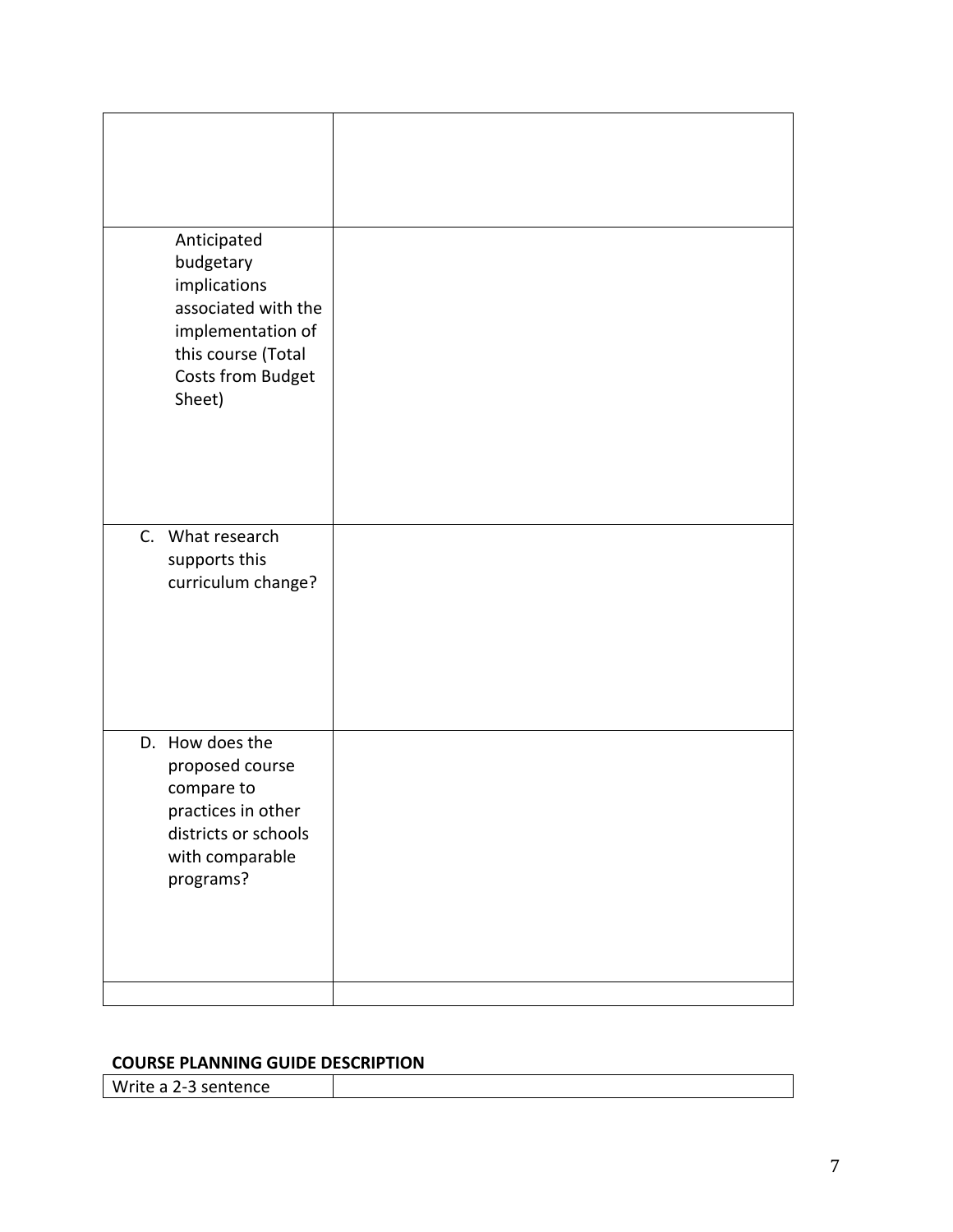| | |
|---|---|
| | |
| Anticipated budgetary implications associated with the implementation of this course (Total Costs from Budget Sheet) | |
| C. What research supports this curriculum change? | |
| D. How does the proposed course compare to practices in other districts or schools with comparable programs? | |
| | |

**COURSE PLANNING GUIDE DESCRIPTION**

| | |
|---|---|
| Write a 2-3 sentence | |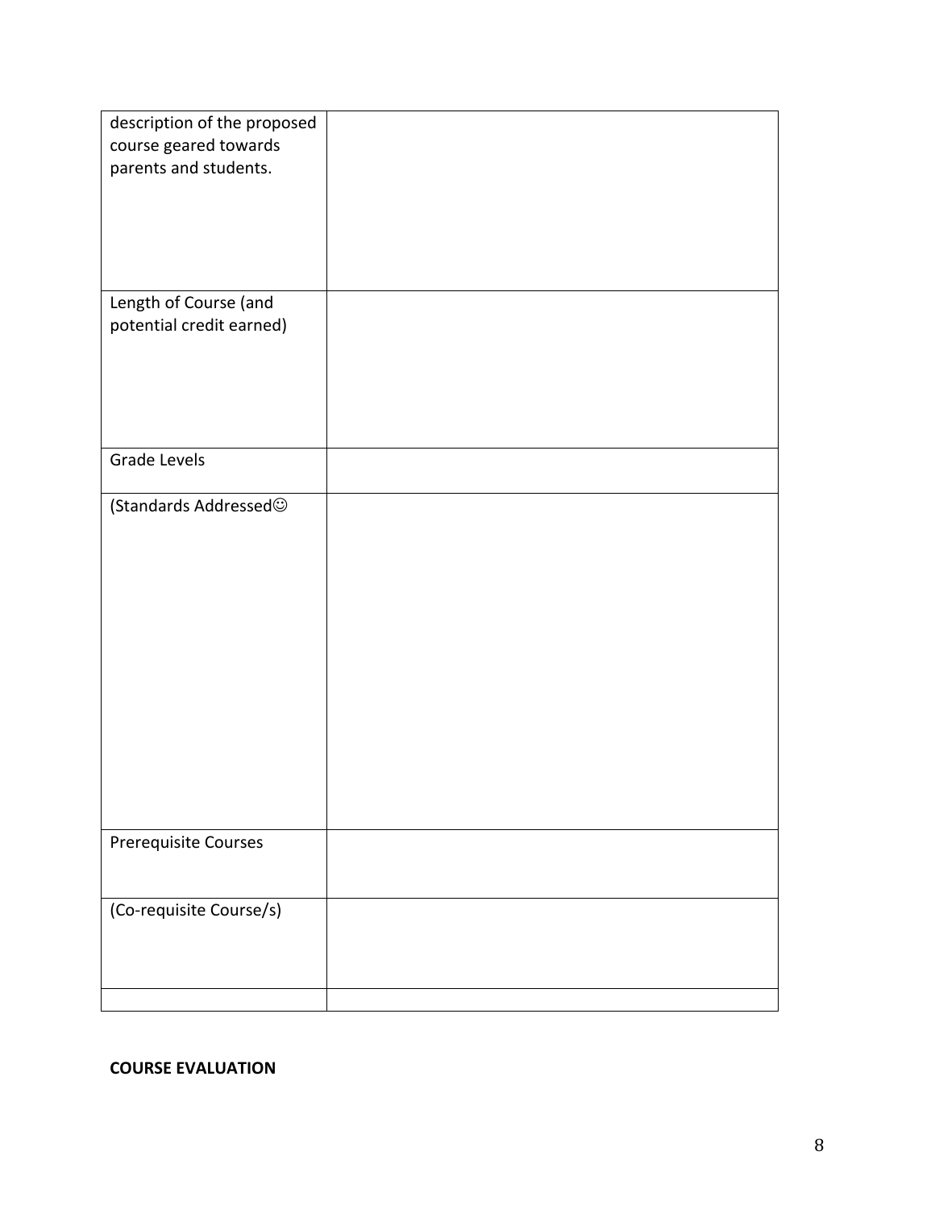| | |
|---|---|
| description of the proposed course geared towards parents and students. | |
| Length of Course (and potential credit earned) | |
| Grade Levels | |
| (Standards Addressed☺ | |
| Prerequisite Courses | |
| (Co-requisite Course/s) | |
| | |

**COURSE EVALUATION**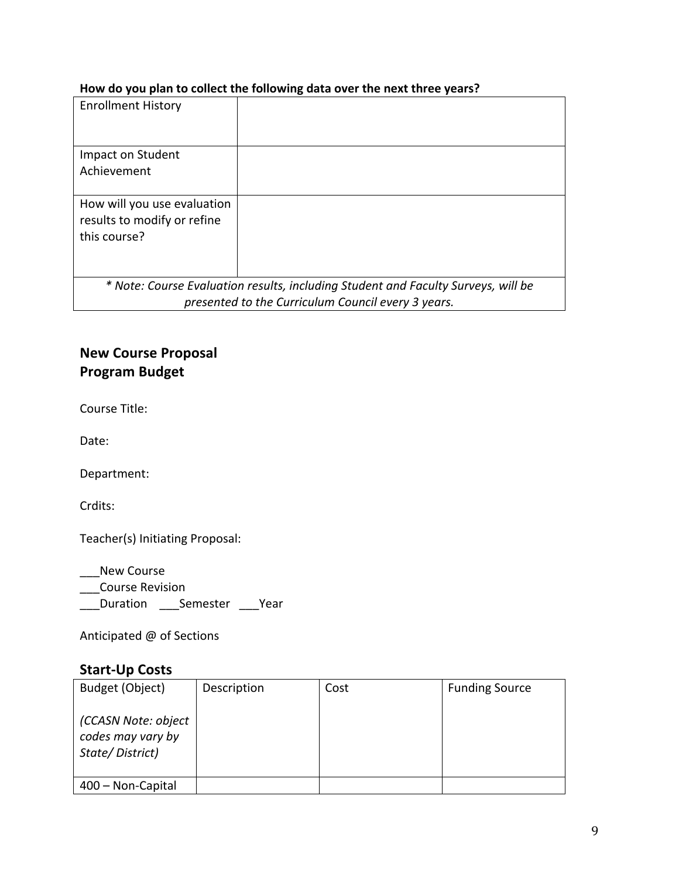**How do you plan to collect the following data over the next three years?**

| | |
|---|---|
| Enrollment History | |
| Impact on Student Achievement | |
| How will you use evaluation results to modify or refine this course? | |
| *\* Note: Course Evaluation results, including Student and Faculty Surveys, will be presented to the Curriculum Council every 3 years.* | |

## New Course Proposal
## Program Budget

Course Title:

Date:

Department:

Crdits:

Teacher(s) Initiating Proposal:

___New Course
___Course Revision
___Duration ___Semester ___Year

Anticipated @ of Sections

### Start-Up Costs

| Budget (Object)<br><br>*(CCASN Note: object codes may vary by State/ District)* | Description | Cost | Funding Source |
|---|---|---|---|
| 400 – Non-Capital | | | |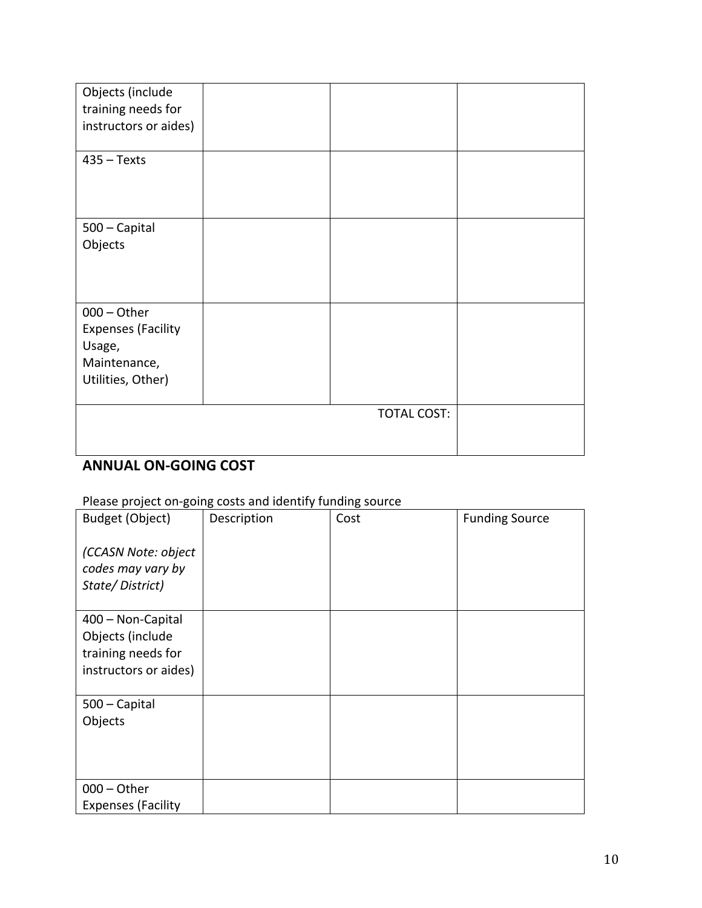| | | | |
|---|---|---|---|
| Objects (include training needs for instructors or aides) | | | |
| 435 – Texts | | | |
| 500 – Capital Objects | | | |
| 000 – Other Expenses (Facility Usage, Maintenance, Utilities, Other) | | | |
| | | TOTAL COST: | |

## ANNUAL ON-GOING COST

Please project on-going costs and identify funding source

| Budget (Object) *(CCASN Note: object codes may vary by State/ District)* | Description | Cost | Funding Source |
|---|---|---|---|
| 400 – Non-Capital Objects (include training needs for instructors or aides) | | | |
| 500 – Capital Objects | | | |
| 000 – Other Expenses (Facility | | | |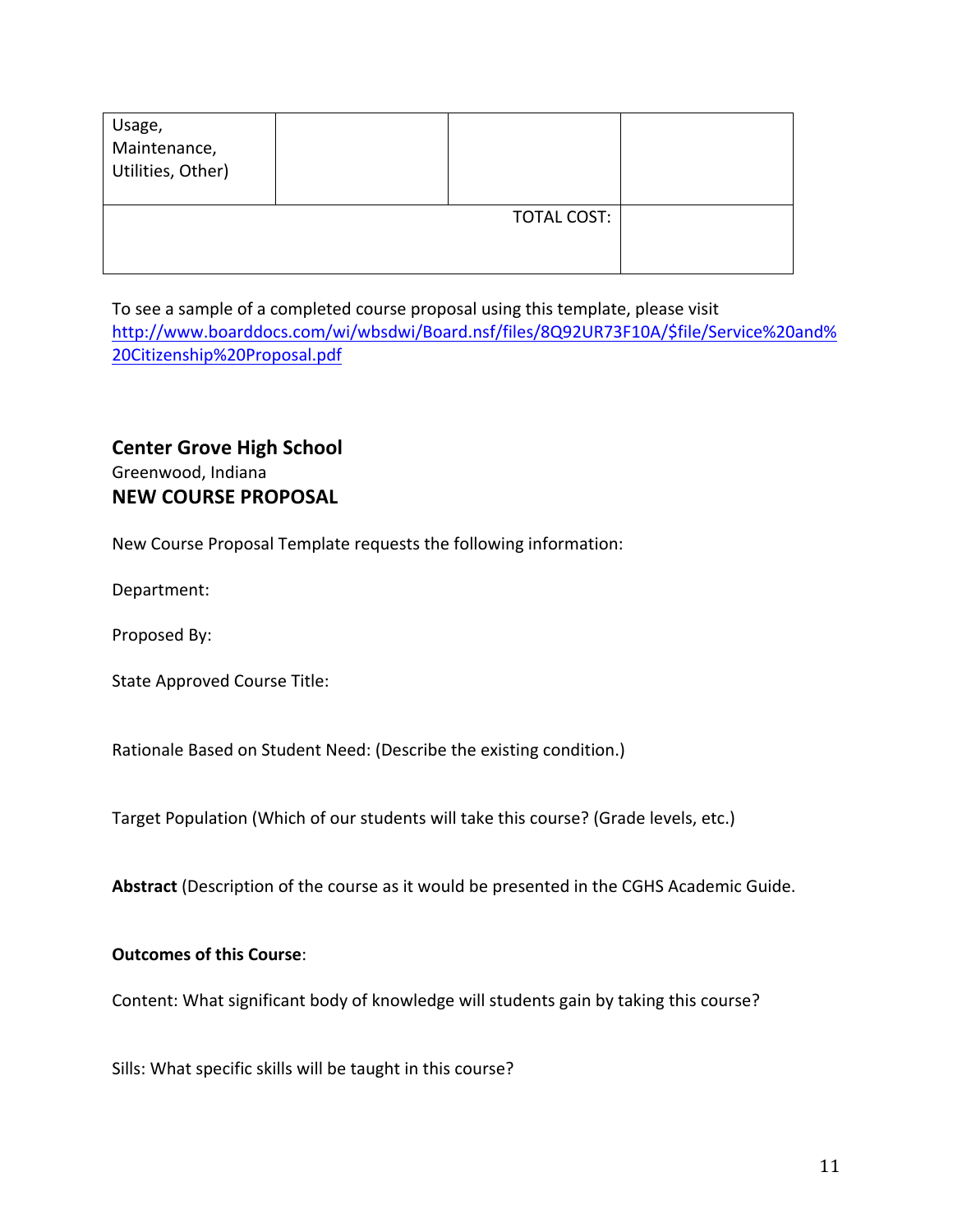| | | | |
|---|---|---|---|
| Usage, Maintenance, Utilities, Other) | | | |
| | | TOTAL COST: | |

To see a sample of a completed course proposal using this template, please visit [http://www.boarddocs.com/wi/wbsdwi/Board.nsf/files/8Q92UR73F10A/$file/Service%20and%20Citizenship%20Proposal.pdf](http://www.boarddocs.com/wi/wbsdwi/Board.nsf/files/8Q92UR73F10A/$file/Service%20and%20Citizenship%20Proposal.pdf)

**Center Grove High School**
Greenwood, Indiana
**NEW COURSE PROPOSAL**

New Course Proposal Template requests the following information:

Department:

Proposed By:

State Approved Course Title:

Rationale Based on Student Need: (Describe the existing condition.)

Target Population (Which of our students will take this course? (Grade levels, etc.)

**Abstract** (Description of the course as it would be presented in the CGHS Academic Guide.

**Outcomes of this Course**:

Content: What significant body of knowledge will students gain by taking this course?

Sills: What specific skills will be taught in this course?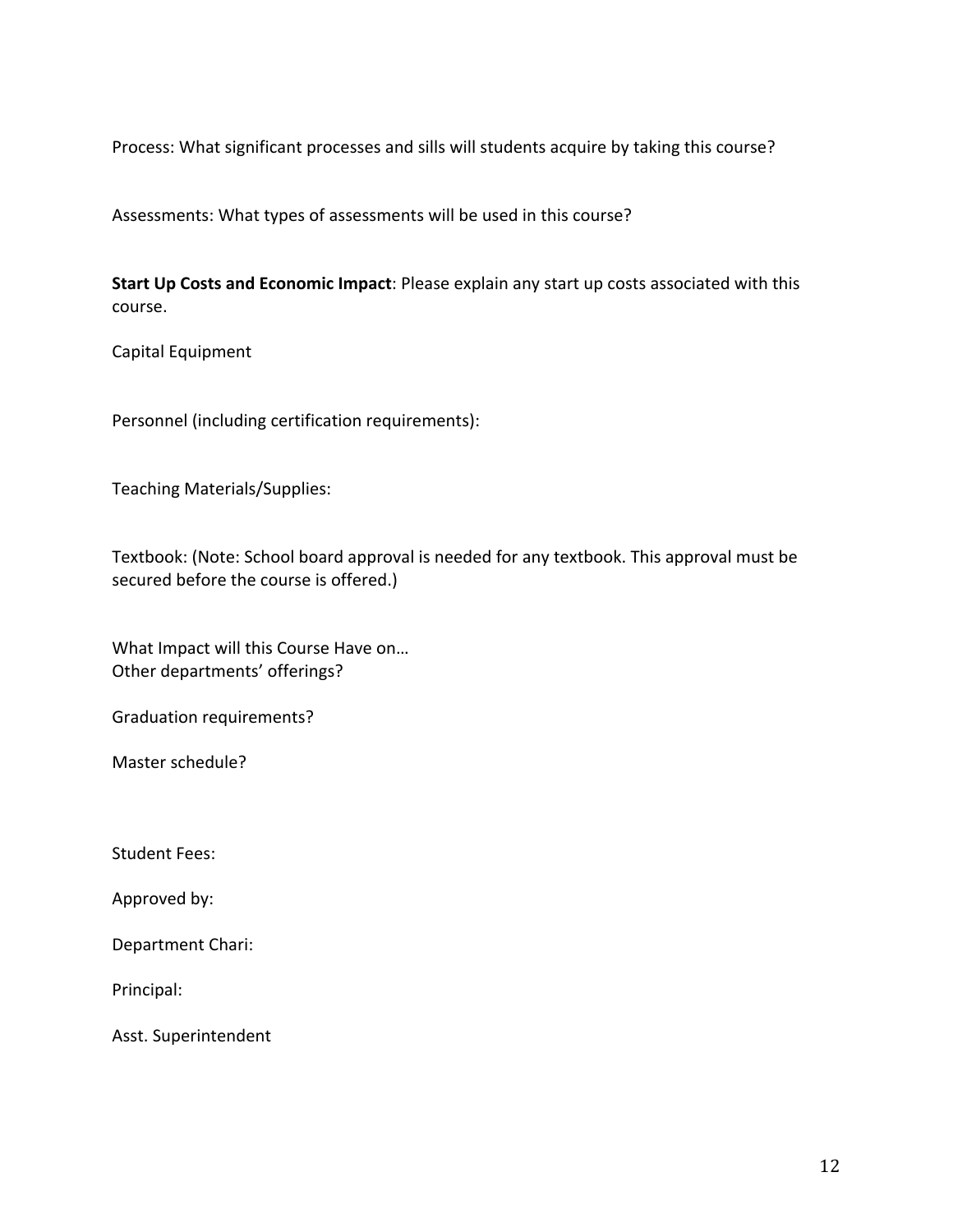Process: What significant processes and sills will students acquire by taking this course?

Assessments: What types of assessments will be used in this course?

**Start Up Costs and Economic Impact**: Please explain any start up costs associated with this course.

Capital Equipment

Personnel (including certification requirements):

Teaching Materials/Supplies:

Textbook: (Note: School board approval is needed for any textbook. This approval must be secured before the course is offered.)

What Impact will this Course Have on…
Other departments' offerings?

Graduation requirements?

Master schedule?

Student Fees:

Approved by:

Department Chari:

Principal:

Asst. Superintendent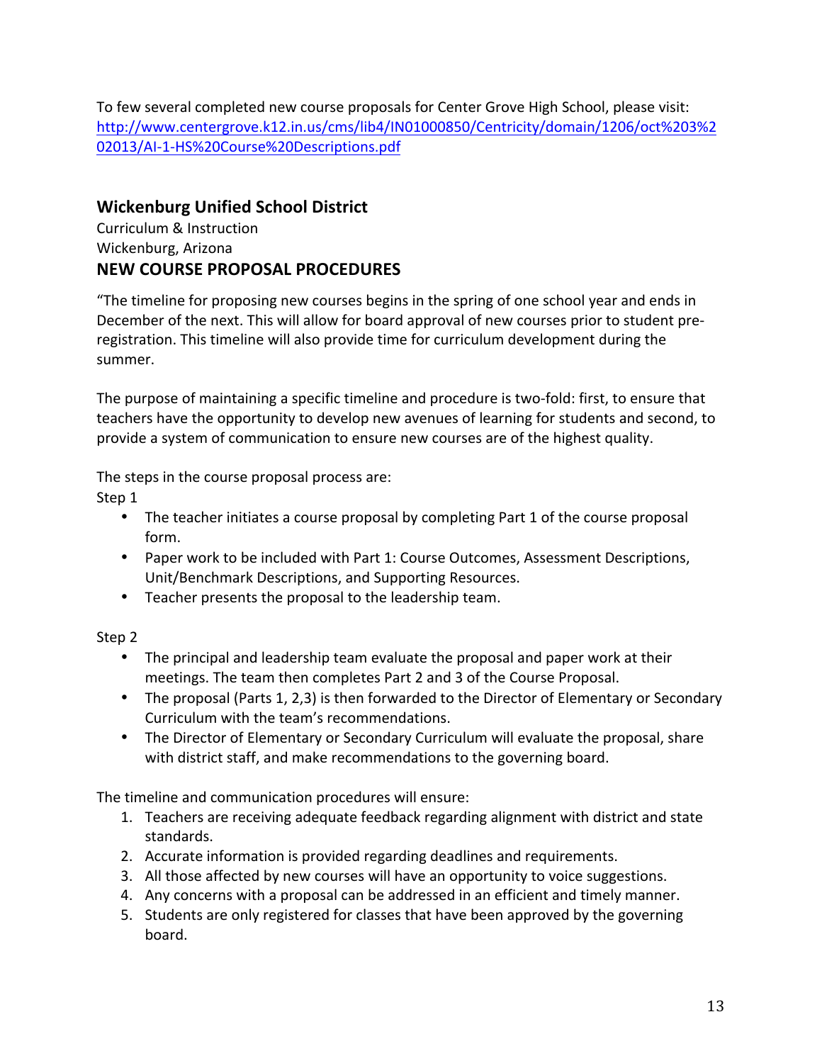To few several completed new course proposals for Center Grove High School, please visit: http://www.centergrove.k12.in.us/cms/lib4/IN01000850/Centricity/domain/1206/oct%203%202013/AI-1-HS%20Course%20Descriptions.pdf

## Wickenburg Unified School District

Curriculum & Instruction
Wickenburg, Arizona

## NEW COURSE PROPOSAL PROCEDURES

"The timeline for proposing new courses begins in the spring of one school year and ends in December of the next. This will allow for board approval of new courses prior to student pre-registration. This timeline will also provide time for curriculum development during the summer.

The purpose of maintaining a specific timeline and procedure is two-fold: first, to ensure that teachers have the opportunity to develop new avenues of learning for students and second, to provide a system of communication to ensure new courses are of the highest quality.

The steps in the course proposal process are:

Step 1

- The teacher initiates a course proposal by completing Part 1 of the course proposal form.
- Paper work to be included with Part 1: Course Outcomes, Assessment Descriptions, Unit/Benchmark Descriptions, and Supporting Resources.
- Teacher presents the proposal to the leadership team.

Step 2

- The principal and leadership team evaluate the proposal and paper work at their meetings. The team then completes Part 2 and 3 of the Course Proposal.
- The proposal (Parts 1, 2,3) is then forwarded to the Director of Elementary or Secondary Curriculum with the team's recommendations.
- The Director of Elementary or Secondary Curriculum will evaluate the proposal, share with district staff, and make recommendations to the governing board.

The timeline and communication procedures will ensure:

1. Teachers are receiving adequate feedback regarding alignment with district and state standards.
2. Accurate information is provided regarding deadlines and requirements.
3. All those affected by new courses will have an opportunity to voice suggestions.
4. Any concerns with a proposal can be addressed in an efficient and timely manner.
5. Students are only registered for classes that have been approved by the governing board.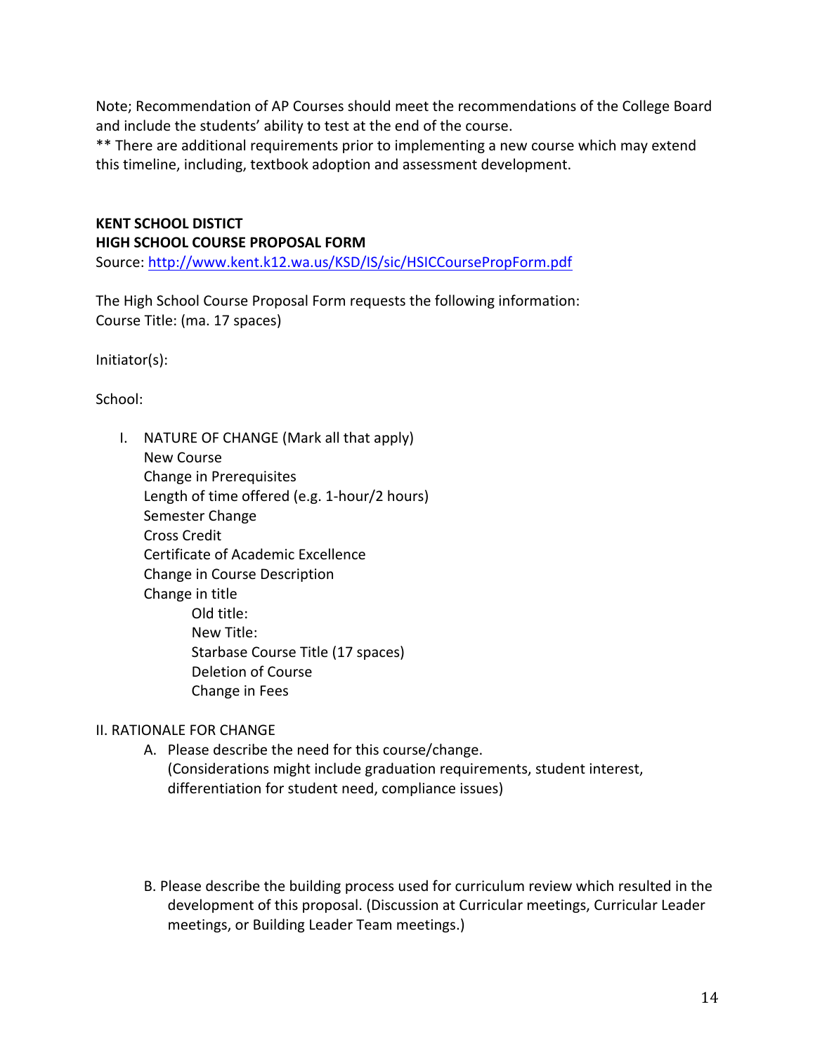Note; Recommendation of AP Courses should meet the recommendations of the College Board and include the students' ability to test at the end of the course.
** There are additional requirements prior to implementing a new course which may extend this timeline, including, textbook adoption and assessment development.

**KENT SCHOOL DISTICT**
**HIGH SCHOOL COURSE PROPOSAL FORM**
Source: [http://www.kent.k12.wa.us/KSD/IS/sic/HSICCoursePropForm.pdf](http://www.kent.k12.wa.us/KSD/IS/sic/HSICCoursePropForm.pdf)

The High School Course Proposal Form requests the following information:
Course Title: (ma. 17 spaces)

Initiator(s):

School:

I. NATURE OF CHANGE (Mark all that apply)
   New Course
   Change in Prerequisites
   Length of time offered (e.g. 1-hour/2 hours)
   Semester Change
   Cross Credit
   Certificate of Academic Excellence
   Change in Course Description
   Change in title
      Old title:
      New Title:
      Starbase Course Title (17 spaces)
      Deletion of Course
      Change in Fees

II. RATIONALE FOR CHANGE

A. Please describe the need for this course/change.
   (Considerations might include graduation requirements, student interest, differentiation for student need, compliance issues)

B. Please describe the building process used for curriculum review which resulted in the development of this proposal. (Discussion at Curricular meetings, Curricular Leader meetings, or Building Leader Team meetings.)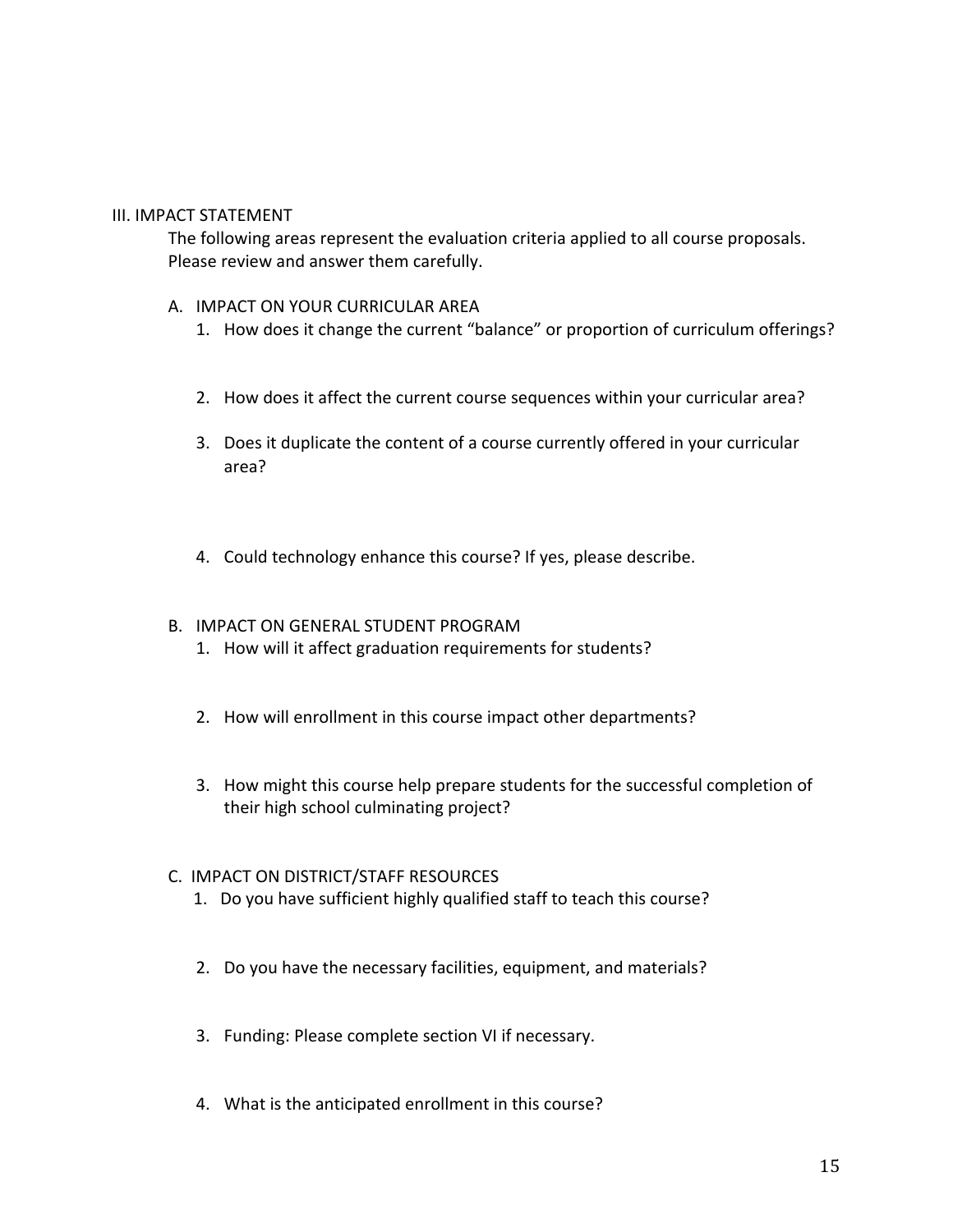## III. IMPACT STATEMENT

The following areas represent the evaluation criteria applied to all course proposals. Please review and answer them carefully.

### A. IMPACT ON YOUR CURRICULAR AREA

1. How does it change the current “balance” or proportion of curriculum offerings?
2. How does it affect the current course sequences within your curricular area?
3. Does it duplicate the content of a course currently offered in your curricular area?
4. Could technology enhance this course? If yes, please describe.

### B. IMPACT ON GENERAL STUDENT PROGRAM

1. How will it affect graduation requirements for students?
2. How will enrollment in this course impact other departments?
3. How might this course help prepare students for the successful completion of their high school culminating project?

### C. IMPACT ON DISTRICT/STAFF RESOURCES

1. Do you have sufficient highly qualified staff to teach this course?
2. Do you have the necessary facilities, equipment, and materials?
3. Funding: Please complete section VI if necessary.
4. What is the anticipated enrollment in this course?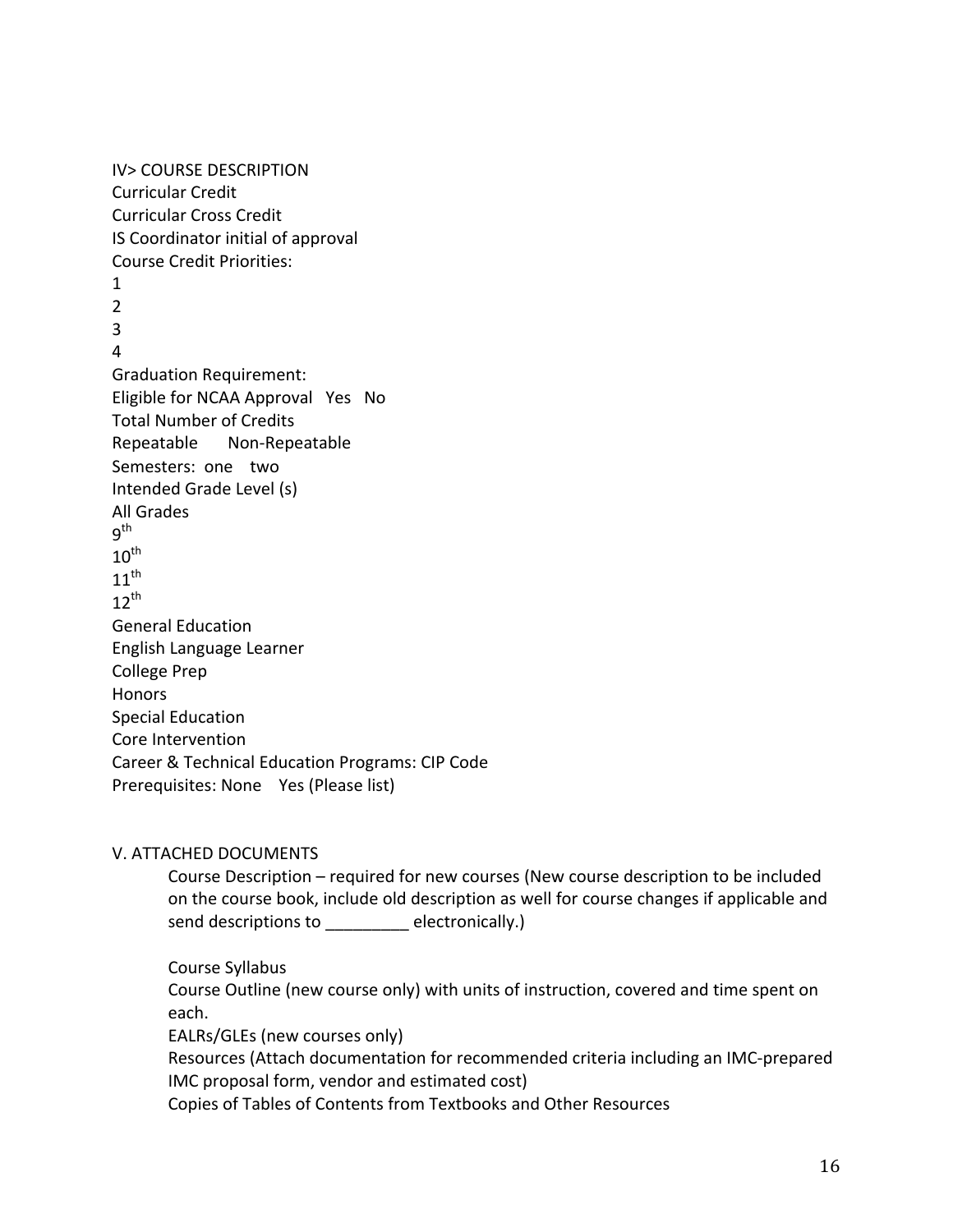IV> COURSE DESCRIPTION

Curricular Credit

Curricular Cross Credit

IS Coordinator initial of approval

Course Credit Priorities:

1

2

3

4

Graduation Requirement:

Eligible for NCAA Approval Yes No

Total Number of Credits

Repeatable Non-Repeatable

Semesters: one two

Intended Grade Level (s)

All Grades

9th

10th

11th

12th

General Education

English Language Learner

College Prep

Honors

Special Education

Core Intervention

Career & Technical Education Programs: CIP Code

Prerequisites: None Yes (Please list)

V. ATTACHED DOCUMENTS

Course Description – required for new courses (New course description to be included on the course book, include old description as well for course changes if applicable and send descriptions to _________ electronically.)

Course Syllabus

Course Outline (new course only) with units of instruction, covered and time spent on each.

EALRs/GLEs (new courses only)

Resources (Attach documentation for recommended criteria including an IMC-prepared IMC proposal form, vendor and estimated cost)

Copies of Tables of Contents from Textbooks and Other Resources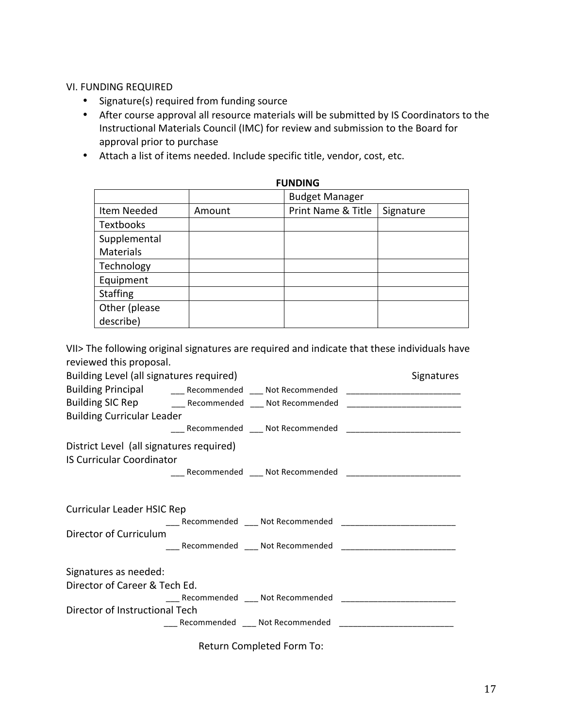VI. FUNDING REQUIRED

- Signature(s) required from funding source
- After course approval all resource materials will be submitted by IS Coordinators to the Instructional Materials Council (IMC) for review and submission to the Board for approval prior to purchase
- Attach a list of items needed. Include specific title, vendor, cost, etc.

**FUNDING**

| | | Budget Manager | |
|---|---|---|---|
| Item Needed | Amount | Print Name & Title | Signature |
| Textbooks | | | |
| Supplemental Materials | | | |
| Technology | | | |
| Equipment | | | |
| Staffing | | | |
| Other (please describe) | | | |

VII> The following original signatures are required and indicate that these individuals have reviewed this proposal.

Building Level (all signatures required) Signatures

Building Principal ___ Recommended ___ Not Recommended ________________________

Building SIC Rep ___ Recommended ___ Not Recommended ________________________

Building Curricular Leader
___ Recommended ___ Not Recommended ________________________

District Level (all signatures required)

IS Curricular Coordinator
___ Recommended ___ Not Recommended ________________________

Curricular Leader HSIC Rep
___ Recommended ___ Not Recommended ________________________

Director of Curriculum
___ Recommended ___ Not Recommended ________________________

Signatures as needed:

Director of Career & Tech Ed.
___ Recommended ___ Not Recommended ________________________

Director of Instructional Tech
___ Recommended ___ Not Recommended ________________________

Return Completed Form To: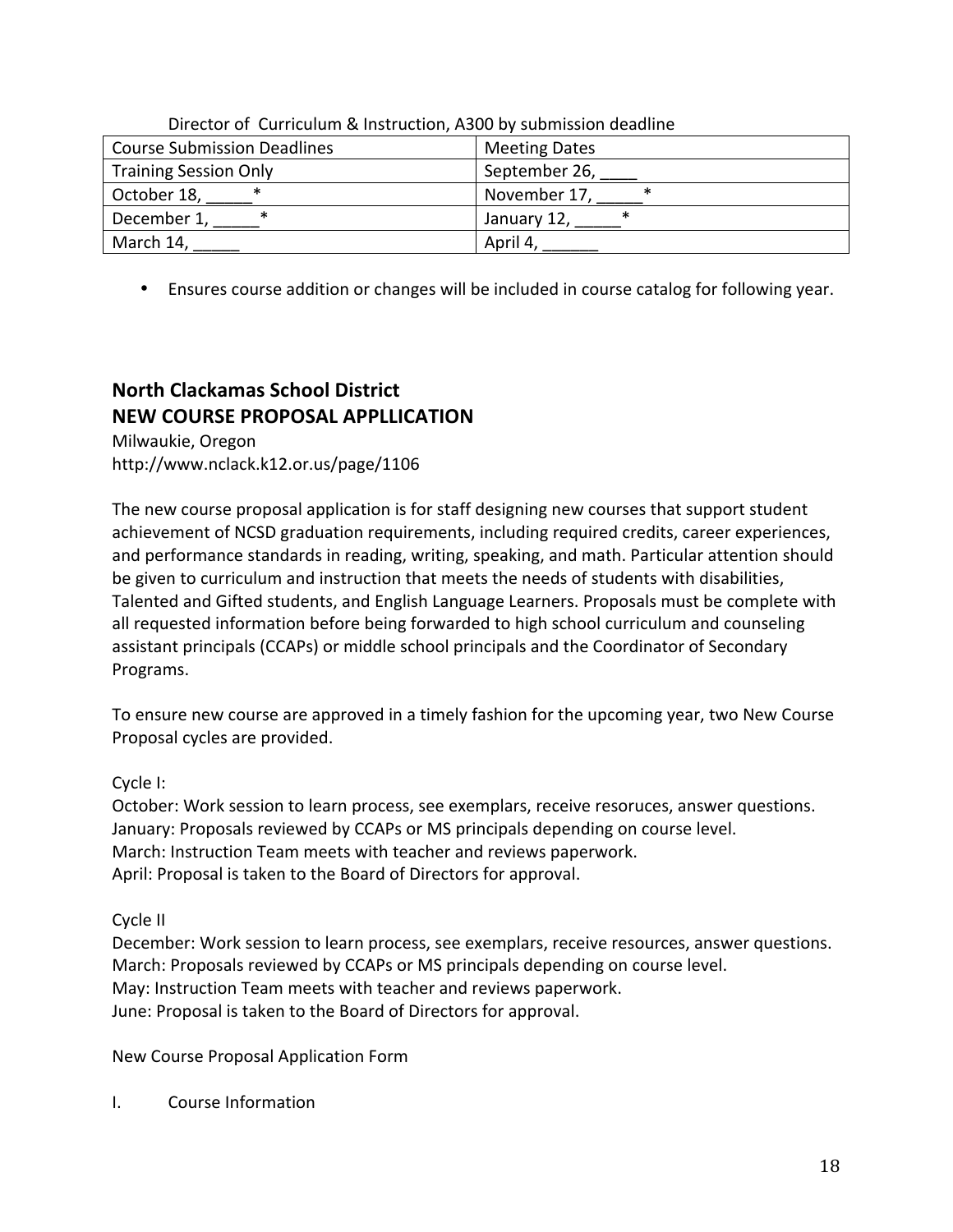Director of  Curriculum & Instruction, A300 by submission deadline

| Course Submission Deadlines | Meeting Dates |
|---|---|
| Training Session Only | September 26, ____ |
| October 18, _____* | November 17, _____* |
| December 1, _____* | January 12, _____* |
| March 14, _____ | April 4, ______ |

- Ensures course addition or changes will be included in course catalog for following year.

**North Clackamas School District**
**NEW COURSE PROPOSAL APPLLICATION**
Milwaukie, Oregon
http://www.nclack.k12.or.us/page/1106

The new course proposal application is for staff designing new courses that support student achievement of NCSD graduation requirements, including required credits, career experiences, and performance standards in reading, writing, speaking, and math. Particular attention should be given to curriculum and instruction that meets the needs of students with disabilities, Talented and Gifted students, and English Language Learners. Proposals must be complete with all requested information before being forwarded to high school curriculum and counseling assistant principals (CCAPs) or middle school principals and the Coordinator of Secondary Programs.

To ensure new course are approved in a timely fashion for the upcoming year, two New Course Proposal cycles are provided.

Cycle I:
October: Work session to learn process, see exemplars, receive resoruces, answer questions.
January: Proposals reviewed by CCAPs or MS principals depending on course level.
March: Instruction Team meets with teacher and reviews paperwork.
April: Proposal is taken to the Board of Directors for approval.

Cycle II
December: Work session to learn process, see exemplars, receive resources, answer questions.
March: Proposals reviewed by CCAPs or MS principals depending on course level.
May: Instruction Team meets with teacher and reviews paperwork.
June: Proposal is taken to the Board of Directors for approval.

New Course Proposal Application Form

I. Course Information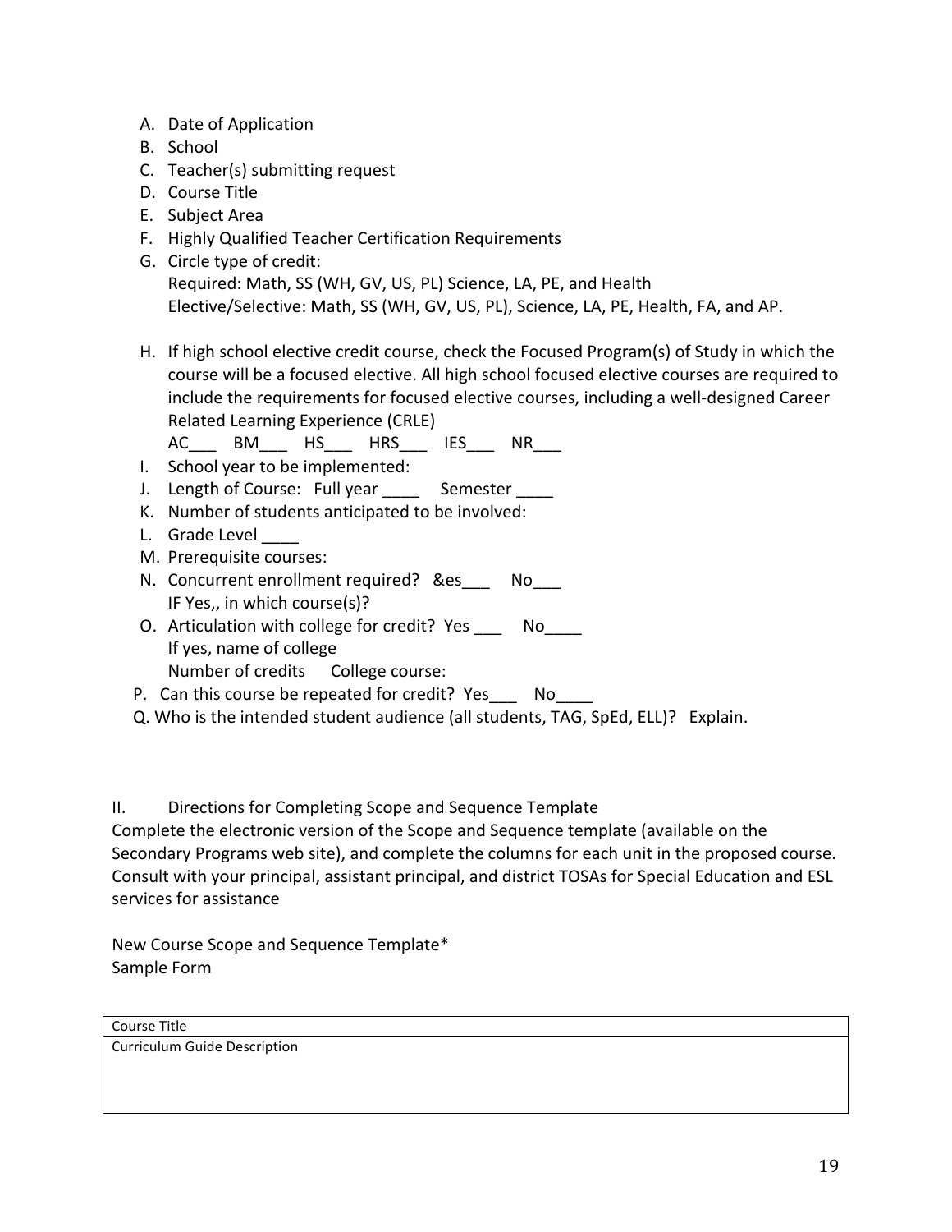A. Date of Application
B. School
C. Teacher(s) submitting request
D. Course Title
E. Subject Area
F. Highly Qualified Teacher Certification Requirements
G. Circle type of credit:
   Required: Math, SS (WH, GV, US, PL) Science, LA, PE, and Health
   Elective/Selective: Math, SS (WH, GV, US, PL), Science, LA, PE, Health, FA, and AP.

H. If high school elective credit course, check the Focused Program(s) of Study in which the course will be a focused elective. All high school focused elective courses are required to include the requirements for focused elective courses, including a well-designed Career Related Learning Experience (CRLE)
   AC___ BM___ HS___ HRS___ IES___ NR___
I. School year to be implemented:
J. Length of Course: Full year ____ Semester ____
K. Number of students anticipated to be involved:
L. Grade Level ____
M. Prerequisite courses:
N. Concurrent enrollment required? &es___ No___
   IF Yes,, in which course(s)?
O. Articulation with college for credit? Yes ___ No____
   If yes, name of college
   Number of credits College course:
P. Can this course be repeated for credit? Yes___ No____
Q. Who is the intended student audience (all students, TAG, SpEd, ELL)? Explain.

II. Directions for Completing Scope and Sequence Template

Complete the electronic version of the Scope and Sequence template (available on the Secondary Programs web site), and complete the columns for each unit in the proposed course. Consult with your principal, assistant principal, and district TOSAs for Special Education and ESL services for assistance

New Course Scope and Sequence Template*
Sample Form

| |
|---|
| Course Title |
| Curriculum Guide Description |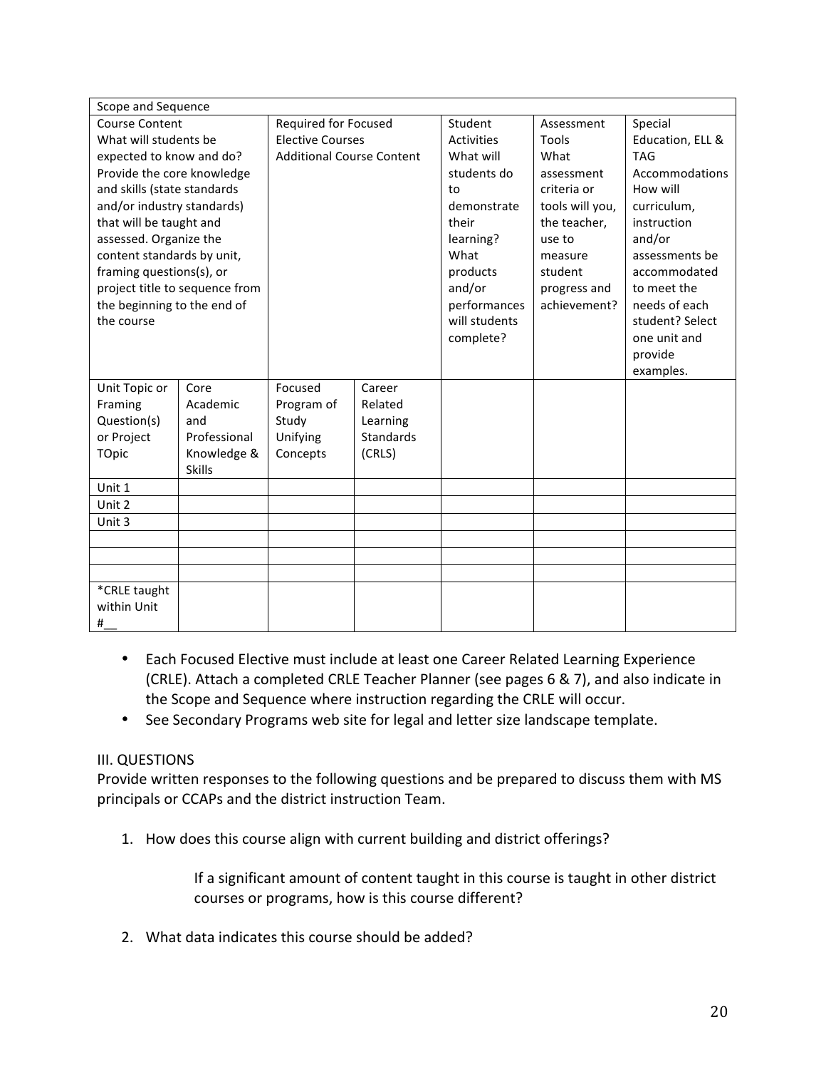| Scope and Sequence | | | | | | |
|---|---|---|---|---|---|---|
| Course Content<br>What will students be expected to know and do? Provide the core knowledge and skills (state standards and/or industry standards) that will be taught and assessed. Organize the content standards by unit, framing questions(s), or project title to sequence from the beginning to the end of the course | | Required for Focused Elective Courses<br>Additional Course Content | | Student Activities<br>What will students do to demonstrate their learning? What products and/or performances will students complete? | Assessment Tools<br>What assessment criteria or tools will you, the teacher, use to measure student progress and achievement? | Special Education, ELL & TAG Accommodations<br>How will curriculum, instruction and/or assessments be accommodated to meet the needs of each student? Select one unit and provide examples. |
| Unit Topic or Framing Question(s) or Project TOpic | Core Academic and Professional Knowledge & Skills | Focused Program of Study Unifying Concepts | Career Related Learning Standards (CRLS) | | | |
| Unit 1 | | | | | | |
| Unit 2 | | | | | | |
| Unit 3 | | | | | | |
| | | | | | | |
| | | | | | | |
| | | | | | | |
| *CRLE taught within Unit #__ | | | | | | |

- Each Focused Elective must include at least one Career Related Learning Experience (CRLE). Attach a completed CRLE Teacher Planner (see pages 6 & 7), and also indicate in the Scope and Sequence where instruction regarding the CRLE will occur.
- See Secondary Programs web site for legal and letter size landscape template.

## III. QUESTIONS

Provide written responses to the following questions and be prepared to discuss them with MS principals or CCAPs and the district instruction Team.

1. How does this course align with current building and district offerings?

   If a significant amount of content taught in this course is taught in other district courses or programs, how is this course different?

2. What data indicates this course should be added?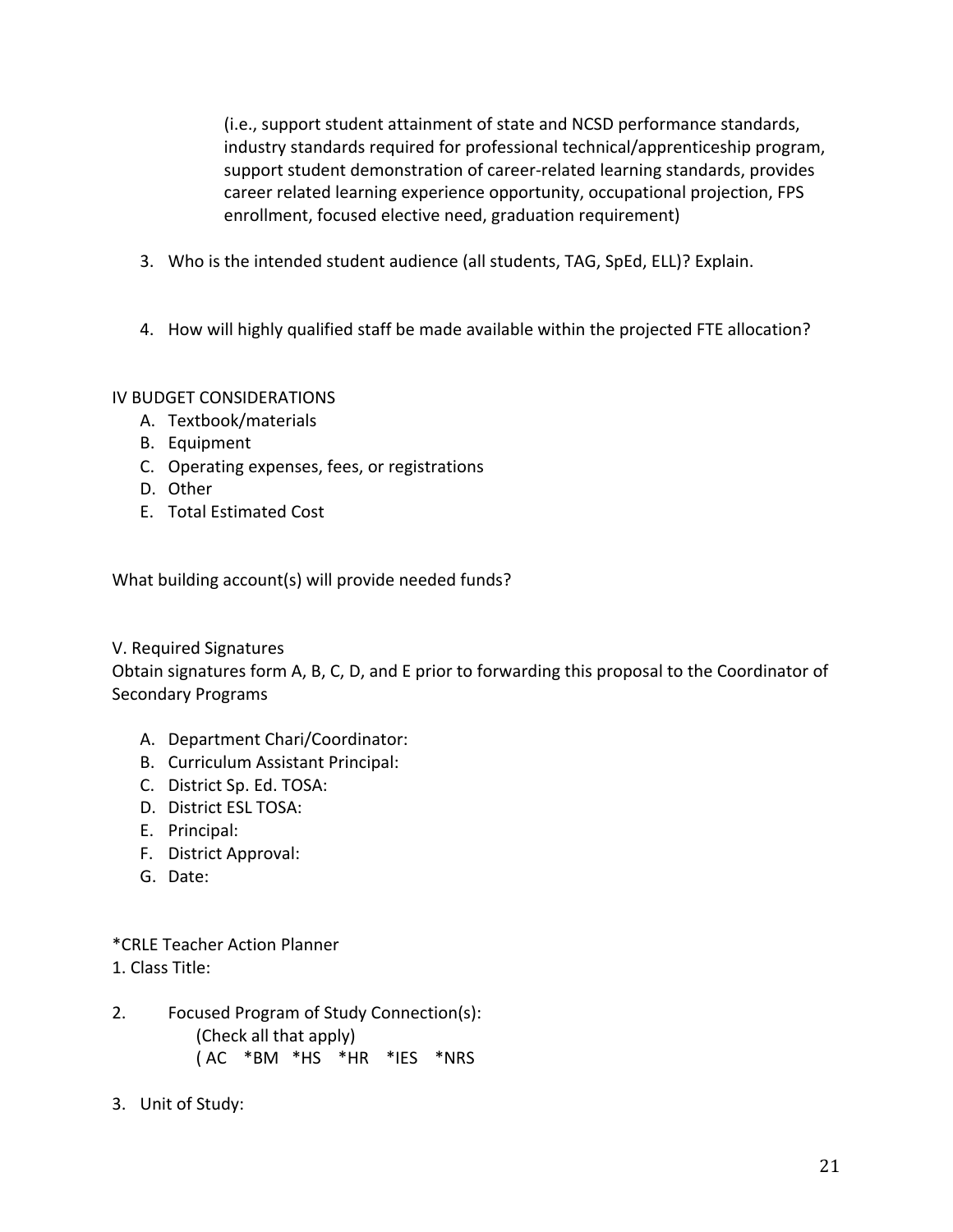(i.e., support student attainment of state and NCSD performance standards, industry standards required for professional technical/apprenticeship program, support student demonstration of career-related learning standards, provides career related learning experience opportunity, occupational projection, FPS enrollment, focused elective need, graduation requirement)

3. Who is the intended student audience (all students, TAG, SpEd, ELL)? Explain.

4. How will highly qualified staff be made available within the projected FTE allocation?

IV BUDGET CONSIDERATIONS

A. Textbook/materials
B. Equipment
C. Operating expenses, fees, or registrations
D. Other
E. Total Estimated Cost

What building account(s) will provide needed funds?

V. Required Signatures

Obtain signatures form A, B, C, D, and E prior to forwarding this proposal to the Coordinator of Secondary Programs

A. Department Chari/Coordinator:
B. Curriculum Assistant Principal:
C. District Sp. Ed. TOSA:
D. District ESL TOSA:
E. Principal:
F. District Approval:
G. Date:

*CRLE Teacher Action Planner

1. Class Title:

2. Focused Program of Study Connection(s):
   (Check all that apply)
   ( AC *BM *HS *HR *IES *NRS

3. Unit of Study: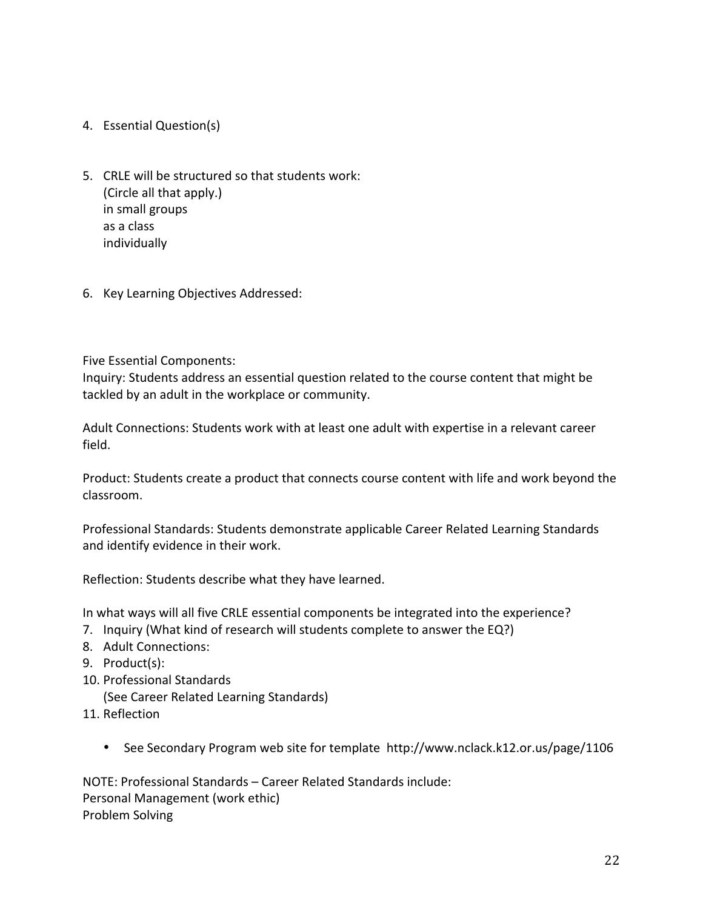4. Essential Question(s)

5. CRLE will be structured so that students work:
   (Circle all that apply.)
   in small groups
   as a class
   individually

6. Key Learning Objectives Addressed:

Five Essential Components:
Inquiry: Students address an essential question related to the course content that might be tackled by an adult in the workplace or community.

Adult Connections: Students work with at least one adult with expertise in a relevant career field.

Product: Students create a product that connects course content with life and work beyond the classroom.

Professional Standards: Students demonstrate applicable Career Related Learning Standards and identify evidence in their work.

Reflection: Students describe what they have learned.

In what ways will all five CRLE essential components be integrated into the experience?

7. Inquiry (What kind of research will students complete to answer the EQ?)
8. Adult Connections:
9. Product(s):
10. Professional Standards
    (See Career Related Learning Standards)
11. Reflection

    - See Secondary Program web site for template http://www.nclack.k12.or.us/page/1106

NOTE: Professional Standards – Career Related Standards include:
Personal Management (work ethic)
Problem Solving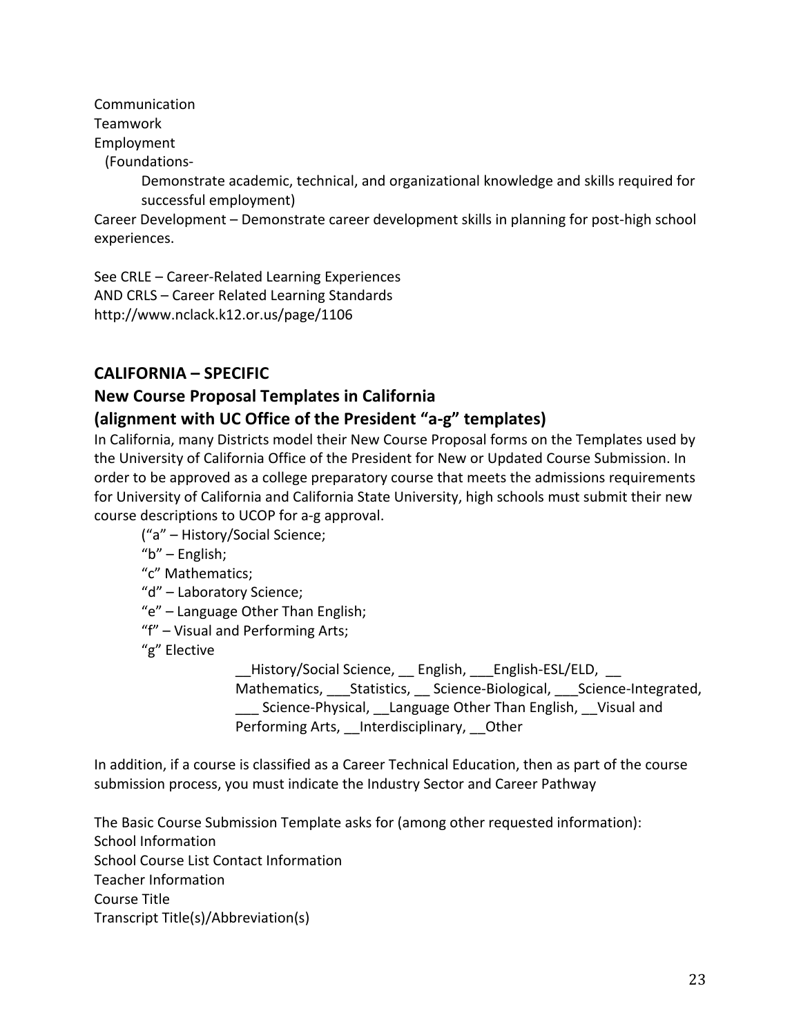Communication
Teamwork
Employment
(Foundations-
Demonstrate academic, technical, and organizational knowledge and skills required for successful employment)
Career Development – Demonstrate career development skills in planning for post-high school experiences.

See CRLE – Career-Related Learning Experiences
AND CRLS – Career Related Learning Standards
http://www.nclack.k12.or.us/page/1106

## CALIFORNIA – SPECIFIC

### New Course Proposal Templates in California
### (alignment with UC Office of the President "a-g" templates)

In California, many Districts model their New Course Proposal forms on the Templates used by the University of California Office of the President for New or Updated Course Submission. In order to be approved as a college preparatory course that meets the admissions requirements for University of California and California State University, high schools must submit their new course descriptions to UCOP for a-g approval.

("a" – History/Social Science;
"b" – English;
"c" Mathematics;
"d" – Laboratory Science;
"e" – Language Other Than English;
"f" – Visual and Performing Arts;
"g" Elective

__History/Social Science, __ English, ___English-ESL/ELD, __ Mathematics, ___Statistics, __ Science-Biological, ___Science-Integrated, ___ Science-Physical, __Language Other Than English, __Visual and Performing Arts, __Interdisciplinary, __Other

In addition, if a course is classified as a Career Technical Education, then as part of the course submission process, you must indicate the Industry Sector and Career Pathway

The Basic Course Submission Template asks for (among other requested information):
School Information
School Course List Contact Information
Teacher Information
Course Title
Transcript Title(s)/Abbreviation(s)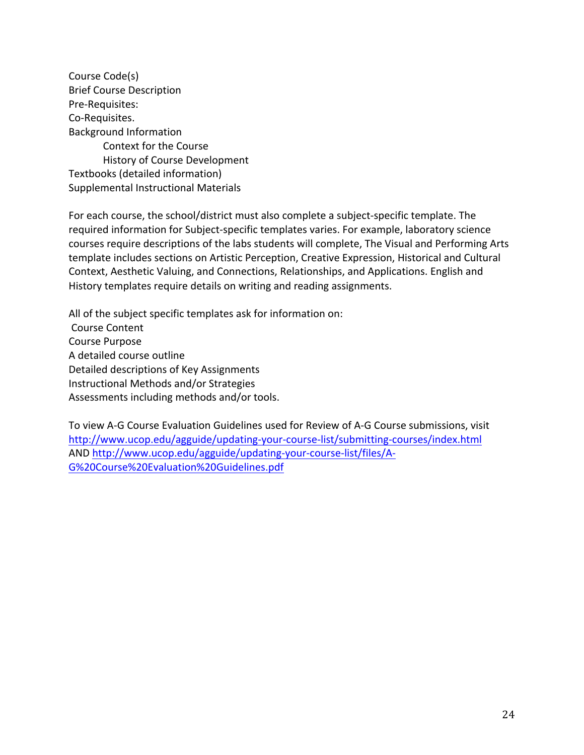Course Code(s)
Brief Course Description
Pre-Requisites:
Co-Requisites.
Background Information
    Context for the Course
    History of Course Development
Textbooks (detailed information)
Supplemental Instructional Materials

For each course, the school/district must also complete a subject-specific template. The required information for Subject-specific templates varies. For example, laboratory science courses require descriptions of the labs students will complete, The Visual and Performing Arts template includes sections on Artistic Perception, Creative Expression, Historical and Cultural Context, Aesthetic Valuing, and Connections, Relationships, and Applications. English and History templates require details on writing and reading assignments.

All of the subject specific templates ask for information on:
Course Content
Course Purpose
A detailed course outline
Detailed descriptions of Key Assignments
Instructional Methods and/or Strategies
Assessments including methods and/or tools.

To view A-G Course Evaluation Guidelines used for Review of A-G Course submissions, visit [http://www.ucop.edu/agguide/updating-your-course-list/submitting-courses/index.html](http://www.ucop.edu/agguide/updating-your-course-list/submitting-courses/index.html) AND [http://www.ucop.edu/agguide/updating-your-course-list/files/A-G%20Course%20Evaluation%20Guidelines.pdf](http://www.ucop.edu/agguide/updating-your-course-list/files/A-G%20Course%20Evaluation%20Guidelines.pdf)